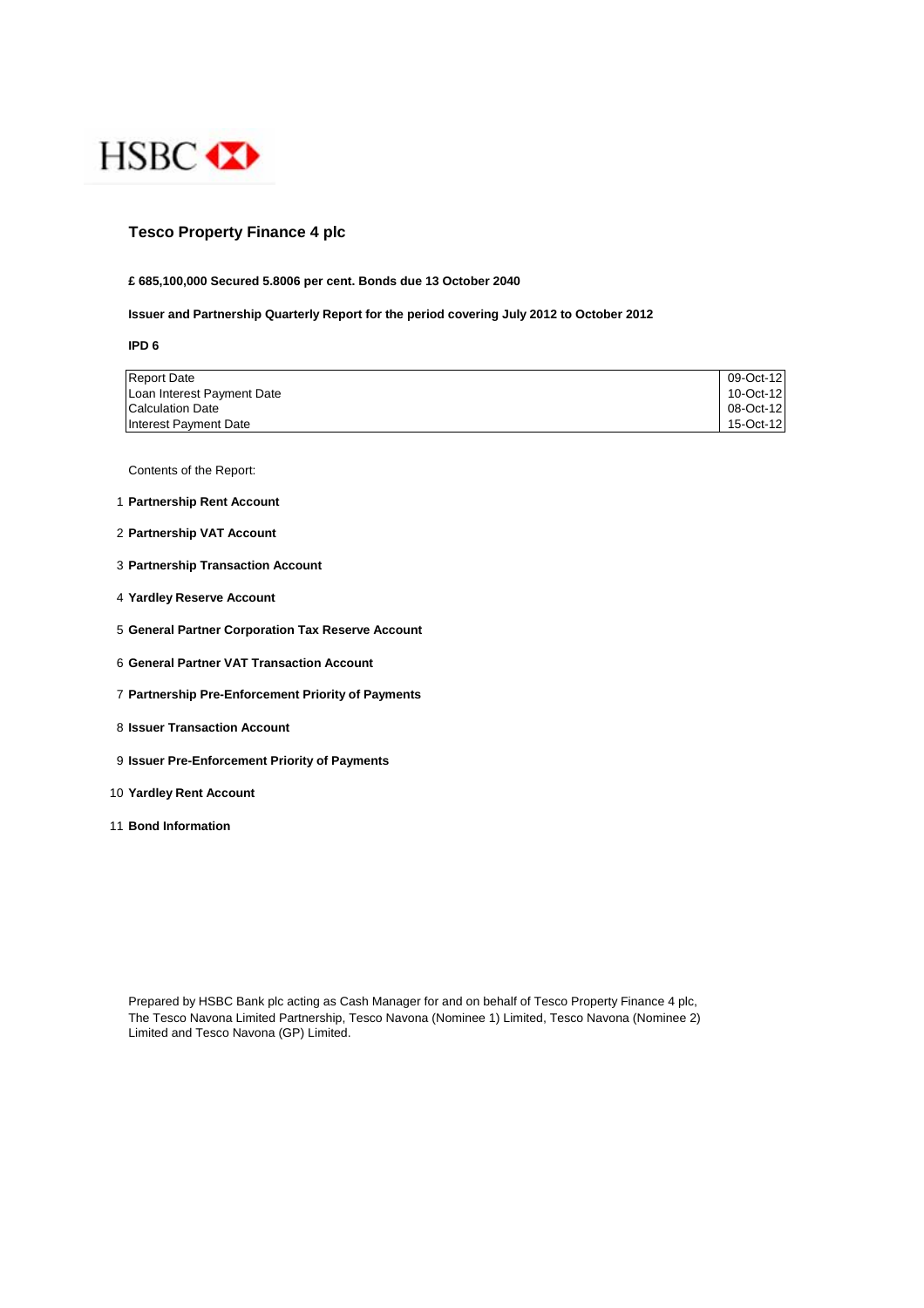HSBC

# Tesco Property Finance 4 plc

**£ 685,100,000 Secured 5.8006 per cent. Bonds due 13 October 2040**

**Issuer and Partnership Quarterly Report for the period covering July 2012 to October 2012**

**IPD 6**

| | |
|---|---|
| Report Date | 09-Oct-12 |
| Loan Interest Payment Date | 10-Oct-12 |
| Calculation Date | 08-Oct-12 |
| Interest Payment Date | 15-Oct-12 |

Contents of the Report:

1. **Partnership Rent Account**
2. **Partnership VAT Account**
3. **Partnership Transaction Account**
4. **Yardley Reserve Account**
5. **General Partner Corporation Tax Reserve Account**
6. **General Partner VAT Transaction Account**
7. **Partnership Pre-Enforcement Priority of Payments**
8. **Issuer Transaction Account**
9. **Issuer Pre-Enforcement Priority of Payments**
10. **Yardley Rent Account**
11. **Bond Information**

Prepared by HSBC Bank plc acting as Cash Manager for and on behalf of Tesco Property Finance 4 plc, The Tesco Navona Limited Partnership, Tesco Navona (Nominee 1) Limited, Tesco Navona (Nominee 2) Limited and Tesco Navona (GP) Limited.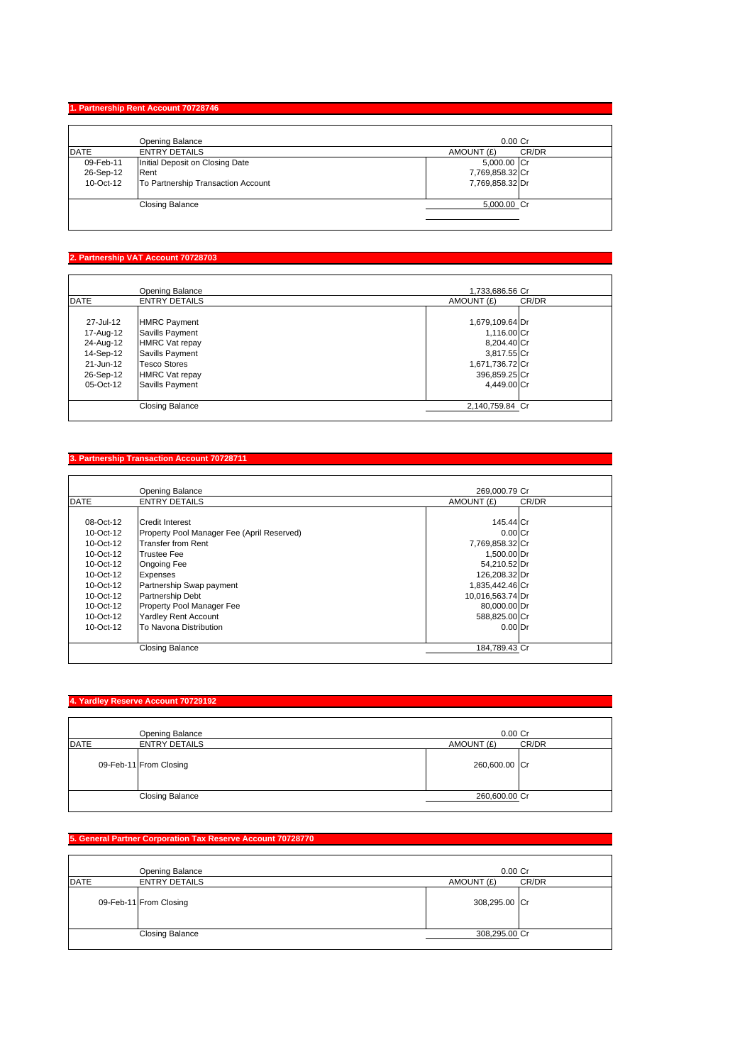## 1. Partnership Rent Account 70728746

| DATE | ENTRY DETAILS | AMOUNT (£) | CR/DR |
|---|---|---|---|
| | Opening Balance | 0.00 | Cr |
| 09-Feb-11 | Initial Deposit on Closing Date | 5,000.00 | Cr |
| 26-Sep-12 | Rent | 7,769,858.32 | Cr |
| 10-Oct-12 | To Partnership Transaction Account | 7,769,858.32 | Dr |
| | Closing Balance | 5,000.00 | Cr |

## 2. Partnership VAT Account 70728703

| DATE | ENTRY DETAILS | AMOUNT (£) | CR/DR |
|---|---|---|---|
| | Opening Balance | 1,733,686.56 | Cr |
| 27-Jul-12 | HMRC Payment | 1,679,109.64 | Dr |
| 17-Aug-12 | Savills Payment | 1,116.00 | Cr |
| 24-Aug-12 | HMRC Vat repay | 8,204.40 | Cr |
| 14-Sep-12 | Savills Payment | 3,817.55 | Cr |
| 21-Jun-12 | Tesco Stores | 1,671,736.72 | Cr |
| 26-Sep-12 | HMRC Vat repay | 396,859.25 | Cr |
| 05-Oct-12 | Savills Payment | 4,449.00 | Cr |
| | Closing Balance | 2,140,759.84 | Cr |

## 3. Partnership Transaction Account 70728711

| DATE | ENTRY DETAILS | AMOUNT (£) | CR/DR |
|---|---|---|---|
| | Opening Balance | 269,000.79 | Cr |
| 08-Oct-12 | Credit Interest | 145.44 | Cr |
| 10-Oct-12 | Property Pool Manager Fee (April Reserved) | 0.00 | Cr |
| 10-Oct-12 | Transfer from Rent | 7,769,858.32 | Cr |
| 10-Oct-12 | Trustee Fee | 1,500.00 | Dr |
| 10-Oct-12 | Ongoing Fee | 54,210.52 | Dr |
| 10-Oct-12 | Expenses | 126,208.32 | Dr |
| 10-Oct-12 | Partnership Swap payment | 1,835,442.46 | Cr |
| 10-Oct-12 | Partnership Debt | 10,016,563.74 | Dr |
| 10-Oct-12 | Property Pool Manager Fee | 80,000.00 | Dr |
| 10-Oct-12 | Yardley Rent Account | 588,825.00 | Cr |
| 10-Oct-12 | To Navona Distribution | 0.00 | Dr |
| | Closing Balance | 184,789.43 | Cr |

## 4. Yardley Reserve Account 70729192

| DATE | ENTRY DETAILS | AMOUNT (£) | CR/DR |
|---|---|---|---|
| | Opening Balance | 0.00 | Cr |
| 09-Feb-11 | From Closing | 260,600.00 | Cr |
| | Closing Balance | 260,600.00 | Cr |

## 5. General Partner Corporation Tax Reserve Account 70728770

| DATE | ENTRY DETAILS | AMOUNT (£) | CR/DR |
|---|---|---|---|
| | Opening Balance | 0.00 | Cr |
| 09-Feb-11 | From Closing | 308,295.00 | Cr |
| | Closing Balance | 308,295.00 | Cr |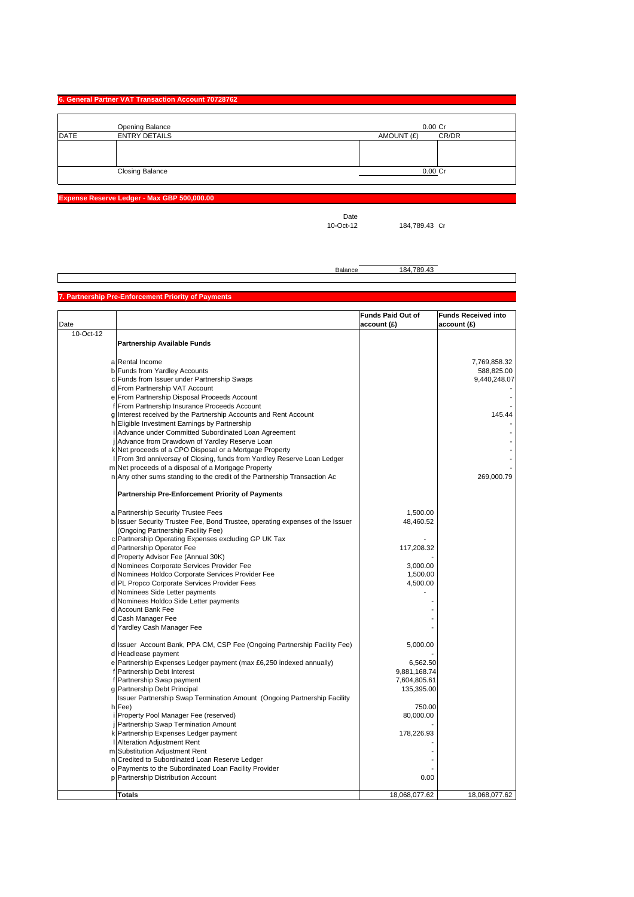## 6. General Partner VAT Transaction Account 70728762

| DATE | ENTRY DETAILS | AMOUNT (£) | CR/DR |
|---|---|---|---|
| | Opening Balance | 0.00 | Cr |
| | | | |
| | Closing Balance | 0.00 | Cr |

## Expense Reserve Ledger - Max GBP 500,000.00

| Date | | |
|---|---|---|
| 10-Oct-12 | 184,789.43 | Cr |
| Balance | 184,789.43 | |

## 7. Partnership Pre-Enforcement Priority of Payments

| Date | | | Funds Paid Out of account (£) | Funds Received into account (£) |
|---|---|---|---|---|
| 10-Oct-12 | | **Partnership Available Funds** | | |
| | a | Rental Income | | 7,769,858.32 |
| | b | Funds from Yardley Accounts | | 588,825.00 |
| | c | Funds from Issuer under Partnership Swaps | | 9,440,248.07 |
| | d | From Partnership VAT Account | | - |
| | e | From Partnership Disposal Proceeds Account | | - |
| | f | From Partnership Insurance Proceeds Account | | - |
| | g | Interest received by the Partnership Accounts and Rent Account | | 145.44 |
| | h | Eligible Investment Earnings by Partnership | | - |
| | i | Advance under Committed Subordinated Loan Agreement | | - |
| | j | Advance from Drawdown of Yardley Reserve Loan | | - |
| | k | Net proceeds of a CPO Disposal or a Mortgage Property | | - |
| | l | From 3rd anniversay of Closing, funds from Yardley Reserve Loan Ledger | | - |
| | m | Net proceeds of a disposal of a Mortgage Property | | - |
| | n | Any other sums standing to the credit of the Partnership Transaction Ac | | 269,000.79 |
| | | **Partnership Pre-Enforcement Priority of Payments** | | |
| | a | Partnership Security Trustee Fees | 1,500.00 | |
| | b | Issuer Security Trustee Fee, Bond Trustee, operating expenses of the Issuer (Ongoing Partnership Facility Fee) | 48,460.52 | |
| | c | Partnership Operating Expenses excluding GP UK Tax | - | |
| | d | Partnership Operator Fee | 117,208.32 | |
| | d | Property Advisor Fee (Annual 30K) | - | |
| | d | Nominees Corporate Services Provider Fee | 3,000.00 | |
| | d | Nominees Holdco Corporate Services Provider Fee | 1,500.00 | |
| | d | PL Propco Corporate Services Provider Fees | 4,500.00 | |
| | d | Nominees Side Letter payments | - | |
| | d | Nominees Holdco Side Letter payments | - | |
| | d | Account Bank Fee | - | |
| | d | Cash Manager Fee | - | |
| | d | Yardley Cash Manager Fee | - | |
| | d | Issuer Account Bank, PPA CM, CSP Fee (Ongoing Partnership Facility Fee) | 5,000.00 | |
| | d | Headlease payment | - | |
| | e | Partnership Expenses Ledger payment (max £6,250 indexed annually) | 6,562.50 | |
| | f | Partnership Debt Interest | 9,881,168.74 | |
| | f | Partnership Swap payment | 7,604,805.61 | |
| | g | Partnership Debt Principal | 135,395.00 | |
| | h | Issuer Partnership Swap Termination Amount (Ongoing Partnership Facility Fee) | 750.00 | |
| | i | Property Pool Manager Fee (reserved) | 80,000.00 | |
| | j | Partnership Swap Termination Amount | - | |
| | k | Partnership Expenses Ledger payment | 178,226.93 | |
| | l | Alteration Adjustment Rent | - | |
| | m | Substitution Adjustment Rent | - | |
| | n | Credited to Subordinated Loan Reserve Ledger | - | |
| | o | Payments to the Subordinated Loan Facility Provider | - | |
| | p | Partnership Distribution Account | 0.00 | |
| | | **Totals** | 18,068,077.62 | 18,068,077.62 |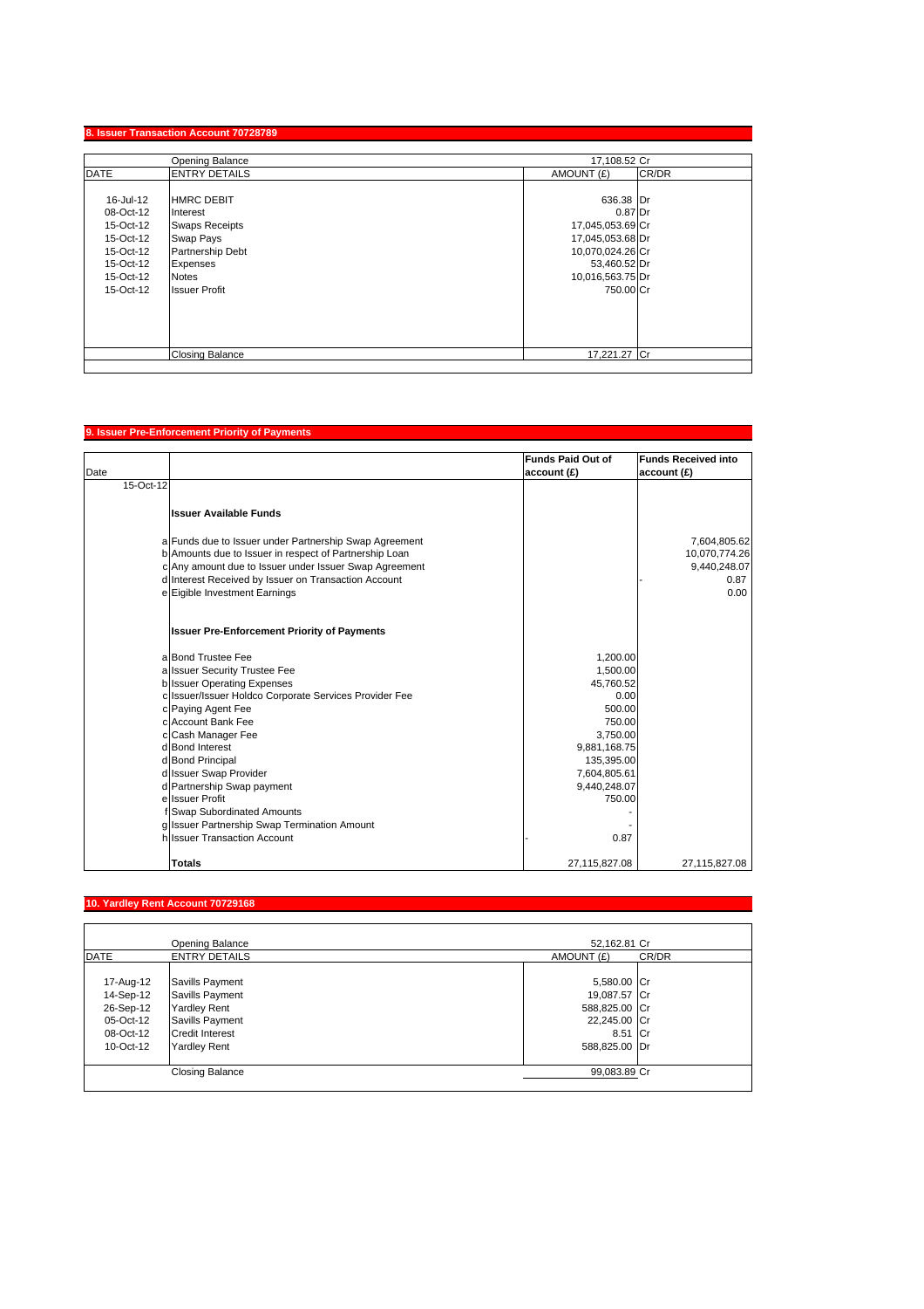## 8. Issuer Transaction Account 70728789

| DATE | ENTRY DETAILS | AMOUNT (£) | CR/DR |
|---|---|---|---|
| | Opening Balance | 17,108.52 | Cr |
| 16-Jul-12 | HMRC DEBIT | 636.38 | Dr |
| 08-Oct-12 | Interest | 0.87 | Dr |
| 15-Oct-12 | Swaps Receipts | 17,045,053.69 | Cr |
| 15-Oct-12 | Swap Pays | 17,045,053.68 | Dr |
| 15-Oct-12 | Partnership Debt | 10,070,024.26 | Cr |
| 15-Oct-12 | Expenses | 53,460.52 | Dr |
| 15-Oct-12 | Notes | 10,016,563.75 | Dr |
| 15-Oct-12 | Issuer Profit | 750.00 | Cr |
| | Closing Balance | 17,221.27 | Cr |

## 9. Issuer Pre-Enforcement Priority of Payments

| Date | | | Funds Paid Out of account (£) | Funds Received into account (£) |
|---|---|---|---|---|
| 15-Oct-12 | | | | |
| | | **Issuer Available Funds** | | |
| | a | Funds due to Issuer under Partnership Swap Agreement | | 7,604,805.62 |
| | b | Amounts due to Issuer in respect of Partnership Loan | | 10,070,774.26 |
| | c | Any amount due to Issuer under Issuer Swap Agreement | | 9,440,248.07 |
| | d | Interest Received by Issuer on Transaction Account | - | 0.87 |
| | e | Eigible Investment Earnings | | 0.00 |
| | | **Issuer Pre-Enforcement Priority of Payments** | | |
| | a | Bond Trustee Fee | 1,200.00 | |
| | a | Issuer Security Trustee Fee | 1,500.00 | |
| | b | Issuer Operating Expenses | 45,760.52 | |
| | c | Issuer/Issuer Holdco Corporate Services Provider Fee | 0.00 | |
| | c | Paying Agent Fee | 500.00 | |
| | c | Account Bank Fee | 750.00 | |
| | c | Cash Manager Fee | 3,750.00 | |
| | d | Bond Interest | 9,881,168.75 | |
| | d | Bond Principal | 135,395.00 | |
| | d | Issuer Swap Provider | 7,604,805.61 | |
| | d | Partnership Swap payment | 9,440,248.07 | |
| | e | Issuer Profit | 750.00 | |
| | f | Swap Subordinated Amounts | - | |
| | g | Issuer Partnership Swap Termination Amount | - | |
| | h | Issuer Transaction Account | - 0.87 | |
| | | **Totals** | 27,115,827.08 | 27,115,827.08 |

## 10. Yardley Rent Account 70729168

| DATE | ENTRY DETAILS | AMOUNT (£) | CR/DR |
|---|---|---|---|
| | Opening Balance | 52,162.81 | Cr |
| 17-Aug-12 | Savills Payment | 5,580.00 | Cr |
| 14-Sep-12 | Savills Payment | 19,087.57 | Cr |
| 26-Sep-12 | Yardley Rent | 588,825.00 | Cr |
| 05-Oct-12 | Savills Payment | 22,245.00 | Cr |
| 08-Oct-12 | Credit Interest | 8.51 | Cr |
| 10-Oct-12 | Yardley Rent | 588,825.00 | Dr |
| | Closing Balance | 99,083.89 | Cr |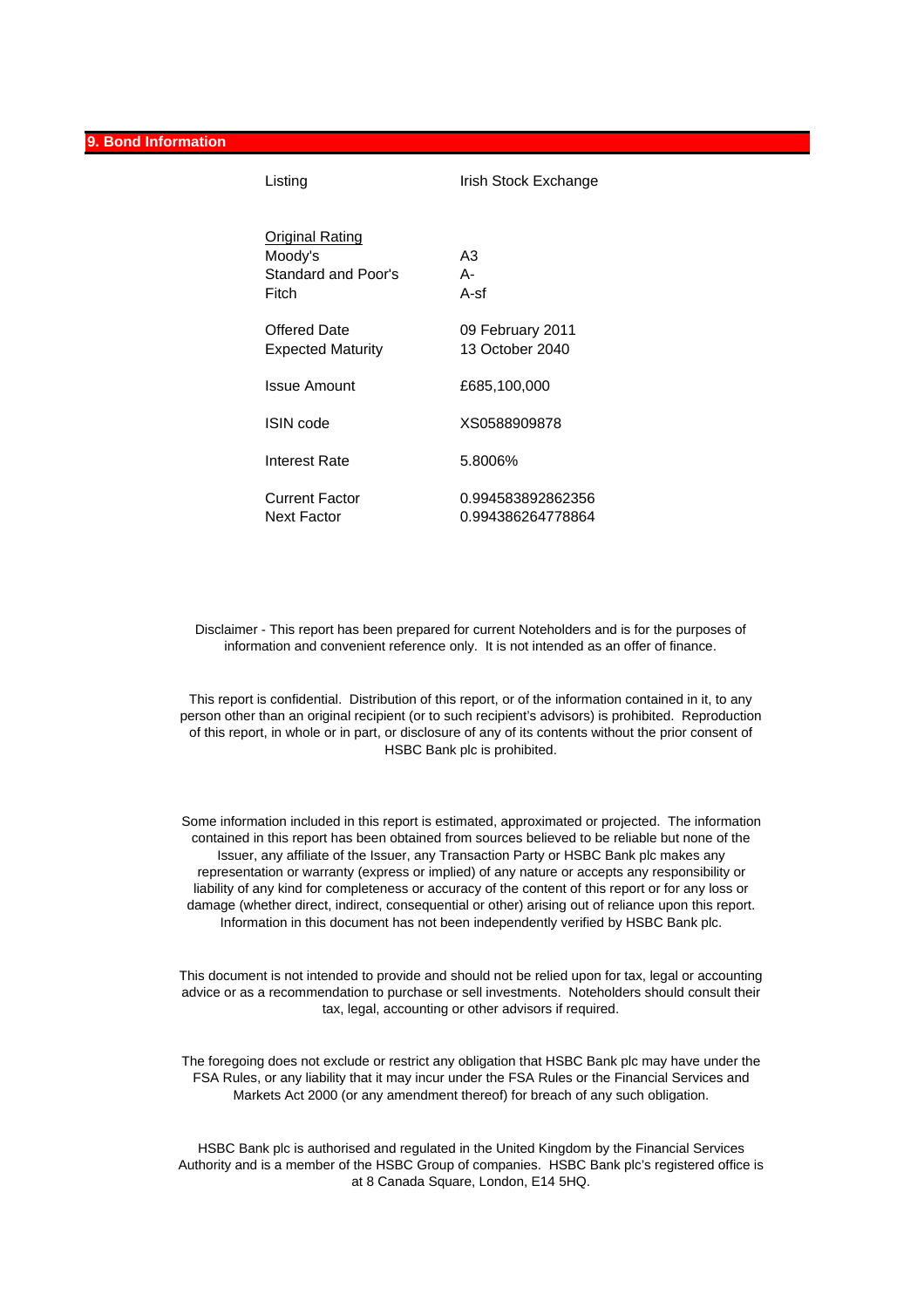## 9. Bond Information

| | |
|---|---|
| Listing | Irish Stock Exchange |
| <u>Original Rating</u> | |
| Moody's | A3 |
| Standard and Poor's | A- |
| Fitch | A-sf |
| Offered Date | 09 February 2011 |
| Expected Maturity | 13 October 2040 |
| Issue Amount | £685,100,000 |
| ISIN code | XS0588909878 |
| Interest Rate | 5.8006% |
| Current Factor | 0.994583892862356 |
| Next Factor | 0.994386264778864 |

Disclaimer - This report has been prepared for current Noteholders and is for the purposes of information and convenient reference only. It is not intended as an offer of finance.

This report is confidential. Distribution of this report, or of the information contained in it, to any person other than an original recipient (or to such recipient's advisors) is prohibited. Reproduction of this report, in whole or in part, or disclosure of any of its contents without the prior consent of HSBC Bank plc is prohibited.

Some information included in this report is estimated, approximated or projected. The information contained in this report has been obtained from sources believed to be reliable but none of the Issuer, any affiliate of the Issuer, any Transaction Party or HSBC Bank plc makes any representation or warranty (express or implied) of any nature or accepts any responsibility or liability of any kind for completeness or accuracy of the content of this report or for any loss or damage (whether direct, indirect, consequential or other) arising out of reliance upon this report. Information in this document has not been independently verified by HSBC Bank plc.

This document is not intended to provide and should not be relied upon for tax, legal or accounting advice or as a recommendation to purchase or sell investments. Noteholders should consult their tax, legal, accounting or other advisors if required.

The foregoing does not exclude or restrict any obligation that HSBC Bank plc may have under the FSA Rules, or any liability that it may incur under the FSA Rules or the Financial Services and Markets Act 2000 (or any amendment thereof) for breach of any such obligation.

HSBC Bank plc is authorised and regulated in the United Kingdom by the Financial Services Authority and is a member of the HSBC Group of companies. HSBC Bank plc's registered office is at 8 Canada Square, London, E14 5HQ.